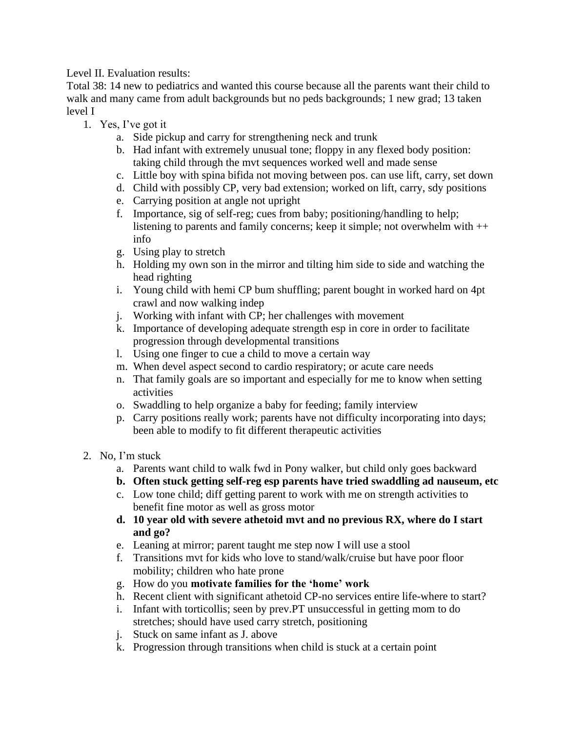Level II. Evaluation results:

Total 38: 14 new to pediatrics and wanted this course because all the parents want their child to walk and many came from adult backgrounds but no peds backgrounds; 1 new grad; 13 taken level I

1. Yes, I've got it
   a. Side pickup and carry for strengthening neck and trunk
   b. Had infant with extremely unusual tone; floppy in any flexed body position: taking child through the mvt sequences worked well and made sense
   c. Little boy with spina bifida not moving between pos. can use lift, carry, set down
   d. Child with possibly CP, very bad extension; worked on lift, carry, sdy positions
   e. Carrying position at angle not upright
   f. Importance, sig of self-reg; cues from baby; positioning/handling to help; listening to parents and family concerns; keep it simple; not overwhelm with ++ info
   g. Using play to stretch
   h. Holding my own son in the mirror and tilting him side to side and watching the head righting
   i. Young child with hemi CP bum shuffling; parent bought in worked hard on 4pt crawl and now walking indep
   j. Working with infant with CP; her challenges with movement
   k. Importance of developing adequate strength esp in core in order to facilitate progression through developmental transitions
   l. Using one finger to cue a child to move a certain way
   m. When devel aspect second to cardio respiratory; or acute care needs
   n. That family goals are so important and especially for me to know when setting activities
   o. Swaddling to help organize a baby for feeding; family interview
   p. Carry positions really work; parents have not difficulty incorporating into days; been able to modify to fit different therapeutic activities

2. No, I'm stuck
   a. Parents want child to walk fwd in Pony walker, but child only goes backward
   b. **Often stuck getting self-reg esp parents have tried swaddling ad nauseum, etc**
   c. Low tone child; diff getting parent to work with me on strength activities to benefit fine motor as well as gross motor
   d. **10 year old with severe athetoid mvt and no previous RX, where do I start and go?**
   e. Leaning at mirror; parent taught me step now I will use a stool
   f. Transitions mvt for kids who love to stand/walk/cruise but have poor floor mobility; children who hate prone
   g. How do you **motivate families for the 'home' work**
   h. Recent client with significant athetoid CP-no services entire life-where to start?
   i. Infant with torticollis; seen by prev.PT unsuccessful in getting mom to do stretches; should have used carry stretch, positioning
   j. Stuck on same infant as J. above
   k. Progression through transitions when child is stuck at a certain point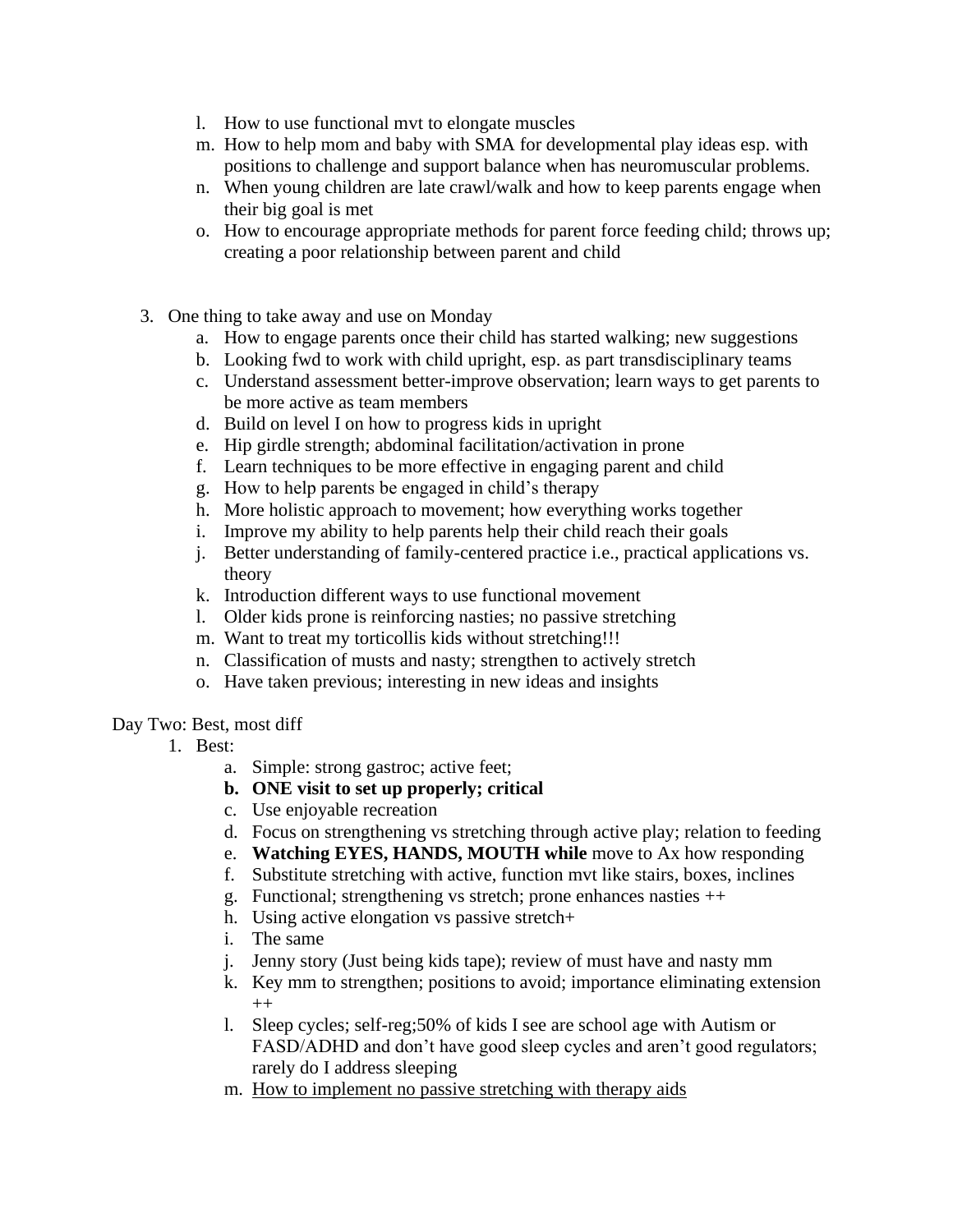l. How to use functional mvt to elongate muscles
m. How to help mom and baby with SMA for developmental play ideas esp. with positions to challenge and support balance when has neuromuscular problems.
n. When young children are late crawl/walk and how to keep parents engage when their big goal is met
o. How to encourage appropriate methods for parent force feeding child; throws up; creating a poor relationship between parent and child

3. One thing to take away and use on Monday
   a. How to engage parents once their child has started walking; new suggestions
   b. Looking fwd to work with child upright, esp. as part transdisciplinary teams
   c. Understand assessment better-improve observation; learn ways to get parents to be more active as team members
   d. Build on level I on how to progress kids in upright
   e. Hip girdle strength; abdominal facilitation/activation in prone
   f. Learn techniques to be more effective in engaging parent and child
   g. How to help parents be engaged in child's therapy
   h. More holistic approach to movement; how everything works together
   i. Improve my ability to help parents help their child reach their goals
   j. Better understanding of family-centered practice i.e., practical applications vs. theory
   k. Introduction different ways to use functional movement
   l. Older kids prone is reinforcing nasties; no passive stretching
   m. Want to treat my torticollis kids without stretching!!!
   n. Classification of musts and nasty; strengthen to actively stretch
   o. Have taken previous; interesting in new ideas and insights

Day Two: Best, most diff

1. Best:
   a. Simple: strong gastroc; active feet;
   b. **ONE visit to set up properly; critical**
   c. Use enjoyable recreation
   d. Focus on strengthening vs stretching through active play; relation to feeding
   e. **Watching EYES, HANDS, MOUTH while** move to Ax how responding
   f. Substitute stretching with active, function mvt like stairs, boxes, inclines
   g. Functional; strengthening vs stretch; prone enhances nasties ++
   h. Using active elongation vs passive stretch+
   i. The same
   j. Jenny story (Just being kids tape); review of must have and nasty mm
   k. Key mm to strengthen; positions to avoid; importance eliminating extension ++
   l. Sleep cycles; self-reg;50% of kids I see are school age with Autism or FASD/ADHD and don't have good sleep cycles and aren't good regulators; rarely do I address sleeping
   m. <u>How to implement no passive stretching with therapy aids</u>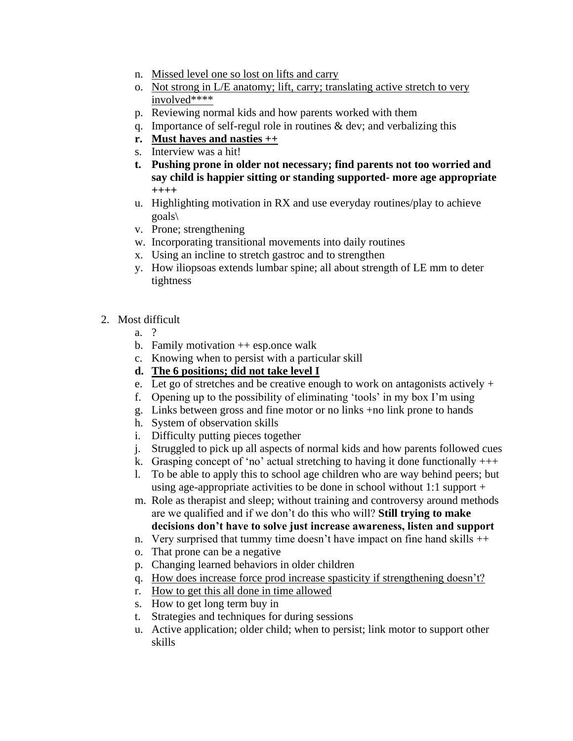n. <u>Missed level one so lost on lifts and carry</u>
o. <u>Not strong in L/E anatomy; lift, carry; translating active stretch to very involved****</u>
p. Reviewing normal kids and how parents worked with them
q. Importance of self-regul role in routines & dev; and verbalizing this
r. **<u>Must haves and nasties ++</u>**
s. Interview was a hit!
t. **Pushing prone in older not necessary; find parents not too worried and say child is happier sitting or standing supported- more age appropriate ++++**
u. Highlighting motivation in RX and use everyday routines/play to achieve goals\
v. Prone; strengthening
w. Incorporating transitional movements into daily routines
x. Using an incline to stretch gastroc and to strengthen
y. How iliopsoas extends lumbar spine; all about strength of LE mm to deter tightness

2. Most difficult
   a. ?
   b. Family motivation ++ esp.once walk
   c. Knowing when to persist with a particular skill
   d. **<u>The 6 positions; did not take level I</u>**
   e. Let go of stretches and be creative enough to work on antagonists actively +
   f. Opening up to the possibility of eliminating 'tools' in my box I'm using
   g. Links between gross and fine motor or no links +no link prone to hands
   h. System of observation skills
   i. Difficulty putting pieces together
   j. Struggled to pick up all aspects of normal kids and how parents followed cues
   k. Grasping concept of 'no' actual stretching to having it done functionally +++
   l. To be able to apply this to school age children who are way behind peers; but using age-appropriate activities to be done in school without 1:1 support +
   m. Role as therapist and sleep; without training and controversy around methods are we qualified and if we don't do this who will? **Still trying to make decisions don't have to solve just increase awareness, listen and support**
   n. Very surprised that tummy time doesn't have impact on fine hand skills ++
   o. That prone can be a negative
   p. Changing learned behaviors in older children
   q. <u>How does increase force prod increase spasticity if strengthening doesn't?</u>
   r. <u>How to get this all done in time allowed</u>
   s. How to get long term buy in
   t. Strategies and techniques for during sessions
   u. Active application; older child; when to persist; link motor to support other skills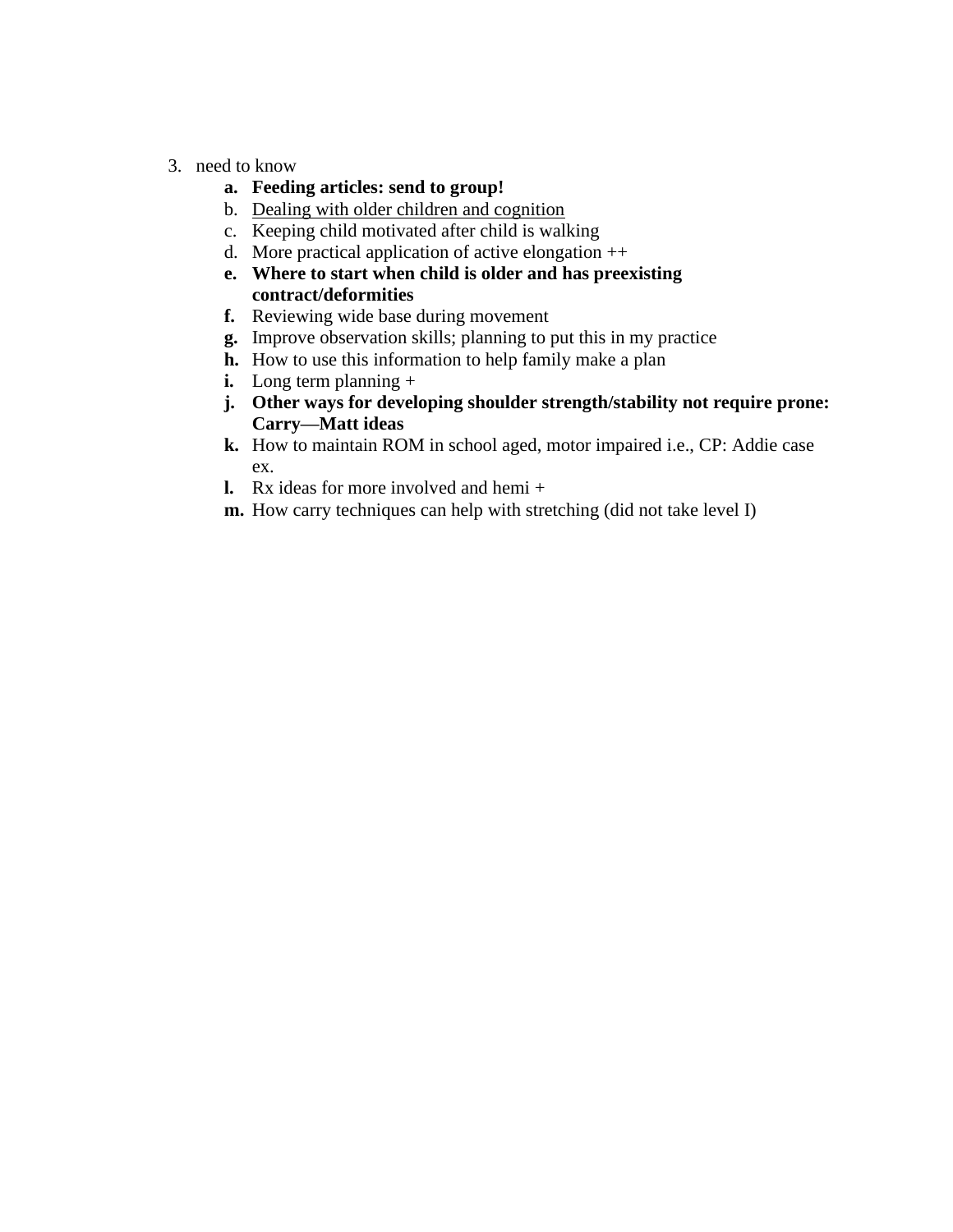3. need to know
    a. **Feeding articles: send to group!**
    b. <u>Dealing with older children and cognition</u>
    c. Keeping child motivated after child is walking
    d. More practical application of active elongation ++
    e. **Where to start when child is older and has preexisting contract/deformities**
    f. Reviewing wide base during movement
    g. Improve observation skills; planning to put this in my practice
    h. How to use this information to help family make a plan
    i. Long term planning +
    j. **Other ways for developing shoulder strength/stability not require prone: Carry—Matt ideas**
    k. How to maintain ROM in school aged, motor impaired i.e., CP: Addie case ex.
    l. Rx ideas for more involved and hemi +
    m. How carry techniques can help with stretching (did not take level I)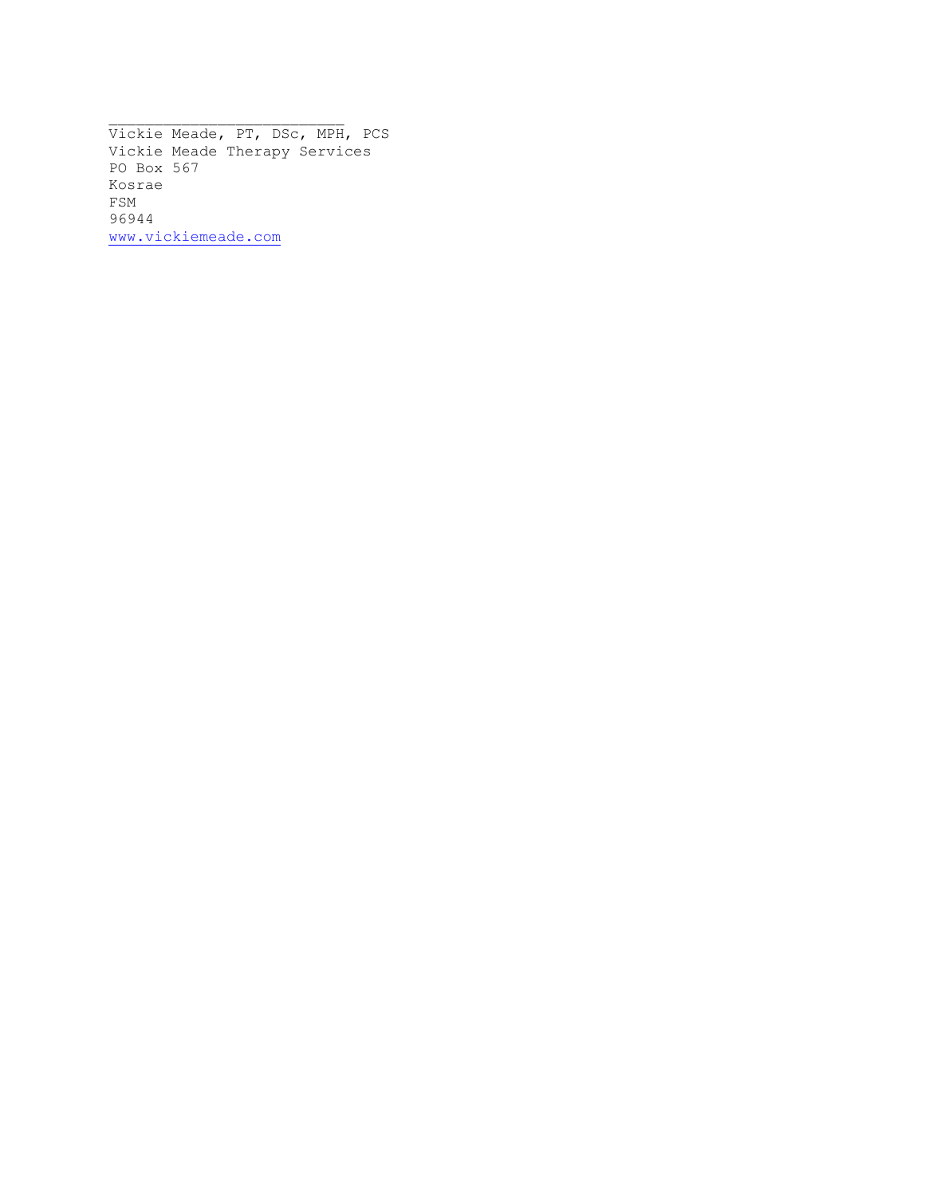_________________________

Vickie Meade, PT, DSc, MPH, PCS
Vickie Meade Therapy Services
PO Box 567
Kosrae
FSM
96944
www.vickiemeade.com